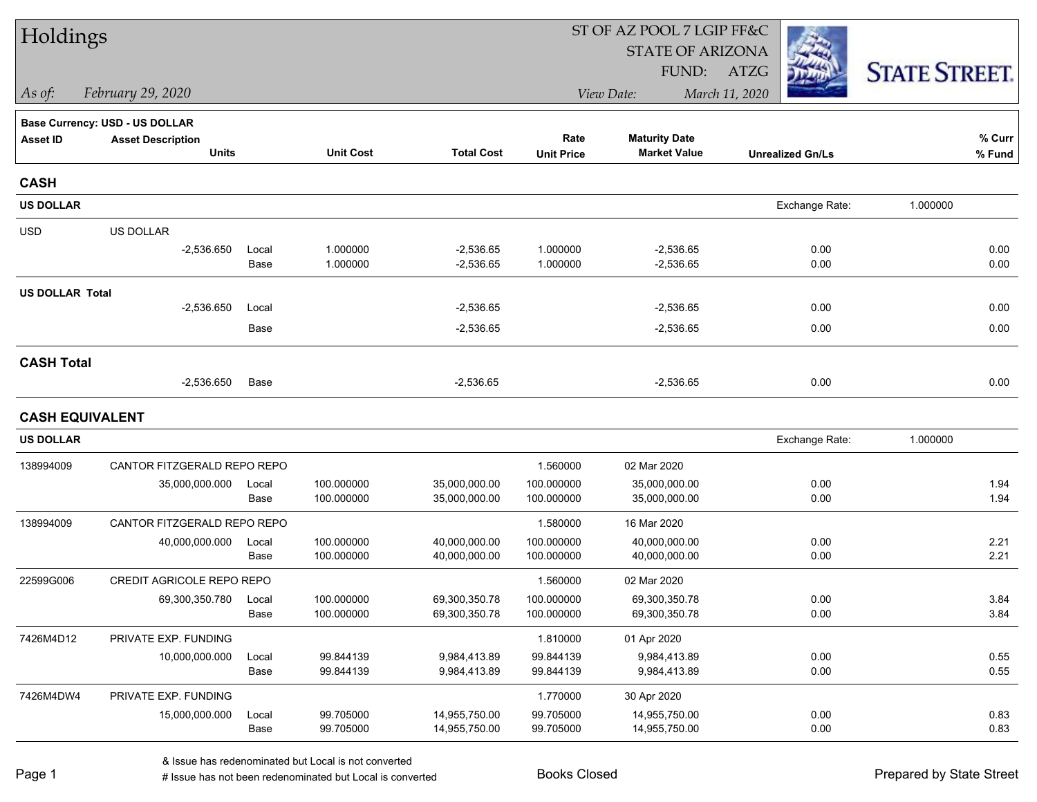# Holdings

ST OF AZ POOL 7 LGIP FF&C
STATE OF ARIZONA
FUND: ATZG

*As of: February 29, 2020*

*View Date: March 11, 2020*

STATE STREET.

**Base Currency: USD - US DOLLAR**

| Asset ID | Asset Description / Units | | Unit Cost | Total Cost | Rate / Unit Price | Maturity Date / Market Value | Unrealized Gn/Ls | % Curr / % Fund |
|---|---|---|---|---|---|---|---|---|
| **CASH** | | | | | | | | |
| **US DOLLAR** | | | | | | | Exchange Rate: | 1.000000 |
| USD | US DOLLAR | | | | | | | |
| | -2,536.650 | Local | 1.000000 | -2,536.65 | 1.000000 | -2,536.65 | 0.00 | 0.00 |
| | | Base | 1.000000 | -2,536.65 | 1.000000 | -2,536.65 | 0.00 | 0.00 |
| **US DOLLAR Total** | | | | | | | | |
| | -2,536.650 | Local | | -2,536.65 | | -2,536.65 | 0.00 | 0.00 |
| | | Base | | -2,536.65 | | -2,536.65 | 0.00 | 0.00 |
| **CASH Total** | | | | | | | | |
| | -2,536.650 | Base | | -2,536.65 | | -2,536.65 | 0.00 | 0.00 |
| **CASH EQUIVALENT** | | | | | | | | |
| **US DOLLAR** | | | | | | | Exchange Rate: | 1.000000 |
| 138994009 | CANTOR FITZGERALD REPO REPO | | | | 1.560000 | 02 Mar 2020 | | |
| | 35,000,000.000 | Local | 100.000000 | 35,000,000.00 | 100.000000 | 35,000,000.00 | 0.00 | 1.94 |
| | | Base | 100.000000 | 35,000,000.00 | 100.000000 | 35,000,000.00 | 0.00 | 1.94 |
| 138994009 | CANTOR FITZGERALD REPO REPO | | | | 1.580000 | 16 Mar 2020 | | |
| | 40,000,000.000 | Local | 100.000000 | 40,000,000.00 | 100.000000 | 40,000,000.00 | 0.00 | 2.21 |
| | | Base | 100.000000 | 40,000,000.00 | 100.000000 | 40,000,000.00 | 0.00 | 2.21 |
| 22599G006 | CREDIT AGRICOLE REPO REPO | | | | 1.560000 | 02 Mar 2020 | | |
| | 69,300,350.780 | Local | 100.000000 | 69,300,350.78 | 100.000000 | 69,300,350.78 | 0.00 | 3.84 |
| | | Base | 100.000000 | 69,300,350.78 | 100.000000 | 69,300,350.78 | 0.00 | 3.84 |
| 7426M4D12 | PRIVATE EXP. FUNDING | | | | 1.810000 | 01 Apr 2020 | | |
| | 10,000,000.000 | Local | 99.844139 | 9,984,413.89 | 99.844139 | 9,984,413.89 | 0.00 | 0.55 |
| | | Base | 99.844139 | 9,984,413.89 | 99.844139 | 9,984,413.89 | 0.00 | 0.55 |
| 7426M4DW4 | PRIVATE EXP. FUNDING | | | | 1.770000 | 30 Apr 2020 | | |
| | 15,000,000.000 | Local | 99.705000 | 14,955,750.00 | 99.705000 | 14,955,750.00 | 0.00 | 0.83 |
| | | Base | 99.705000 | 14,955,750.00 | 99.705000 | 14,955,750.00 | 0.00 | 0.83 |

& Issue has redenominated but Local is not converted
# Issue has not been redenominated but Local is converted

Books Closed

Prepared by State Street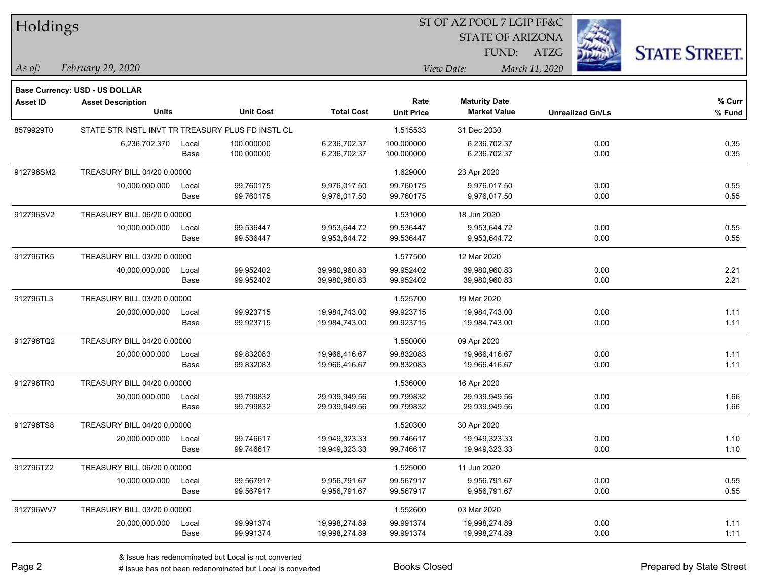# Holdings

ST OF AZ POOL 7 LGIP FF&C
STATE OF ARIZONA
FUND: ATZG

*As of:* *February 29, 2020*

*View Date:* *March 11, 2020*

**Base Currency: USD - US DOLLAR**

| Asset ID | Asset Description | | | | Rate | Maturity Date | | % Curr |
|---|---|---|---|---|---|---|---|---|
| | Units | | Unit Cost | Total Cost | Unit Price | Market Value | Unrealized Gn/Ls | % Fund |
| 8579929T0 | STATE STR INSTL INVT TR TREASURY PLUS FD INSTL CL | | | | 1.515533 | 31 Dec 2030 | | |
| | 6,236,702.370 | Local | 100.000000 | 6,236,702.37 | 100.000000 | 6,236,702.37 | 0.00 | 0.35 |
| | | Base | 100.000000 | 6,236,702.37 | 100.000000 | 6,236,702.37 | 0.00 | 0.35 |
| 912796SM2 | TREASURY BILL 04/20 0.00000 | | | | 1.629000 | 23 Apr 2020 | | |
| | 10,000,000.000 | Local | 99.760175 | 9,976,017.50 | 99.760175 | 9,976,017.50 | 0.00 | 0.55 |
| | | Base | 99.760175 | 9,976,017.50 | 99.760175 | 9,976,017.50 | 0.00 | 0.55 |
| 912796SV2 | TREASURY BILL 06/20 0.00000 | | | | 1.531000 | 18 Jun 2020 | | |
| | 10,000,000.000 | Local | 99.536447 | 9,953,644.72 | 99.536447 | 9,953,644.72 | 0.00 | 0.55 |
| | | Base | 99.536447 | 9,953,644.72 | 99.536447 | 9,953,644.72 | 0.00 | 0.55 |
| 912796TK5 | TREASURY BILL 03/20 0.00000 | | | | 1.577500 | 12 Mar 2020 | | |
| | 40,000,000.000 | Local | 99.952402 | 39,980,960.83 | 99.952402 | 39,980,960.83 | 0.00 | 2.21 |
| | | Base | 99.952402 | 39,980,960.83 | 99.952402 | 39,980,960.83 | 0.00 | 2.21 |
| 912796TL3 | TREASURY BILL 03/20 0.00000 | | | | 1.525700 | 19 Mar 2020 | | |
| | 20,000,000.000 | Local | 99.923715 | 19,984,743.00 | 99.923715 | 19,984,743.00 | 0.00 | 1.11 |
| | | Base | 99.923715 | 19,984,743.00 | 99.923715 | 19,984,743.00 | 0.00 | 1.11 |
| 912796TQ2 | TREASURY BILL 04/20 0.00000 | | | | 1.550000 | 09 Apr 2020 | | |
| | 20,000,000.000 | Local | 99.832083 | 19,966,416.67 | 99.832083 | 19,966,416.67 | 0.00 | 1.11 |
| | | Base | 99.832083 | 19,966,416.67 | 99.832083 | 19,966,416.67 | 0.00 | 1.11 |
| 912796TR0 | TREASURY BILL 04/20 0.00000 | | | | 1.536000 | 16 Apr 2020 | | |
| | 30,000,000.000 | Local | 99.799832 | 29,939,949.56 | 99.799832 | 29,939,949.56 | 0.00 | 1.66 |
| | | Base | 99.799832 | 29,939,949.56 | 99.799832 | 29,939,949.56 | 0.00 | 1.66 |
| 912796TS8 | TREASURY BILL 04/20 0.00000 | | | | 1.520300 | 30 Apr 2020 | | |
| | 20,000,000.000 | Local | 99.746617 | 19,949,323.33 | 99.746617 | 19,949,323.33 | 0.00 | 1.10 |
| | | Base | 99.746617 | 19,949,323.33 | 99.746617 | 19,949,323.33 | 0.00 | 1.10 |
| 912796TZ2 | TREASURY BILL 06/20 0.00000 | | | | 1.525000 | 11 Jun 2020 | | |
| | 10,000,000.000 | Local | 99.567917 | 9,956,791.67 | 99.567917 | 9,956,791.67 | 0.00 | 0.55 |
| | | Base | 99.567917 | 9,956,791.67 | 99.567917 | 9,956,791.67 | 0.00 | 0.55 |
| 912796WV7 | TREASURY BILL 03/20 0.00000 | | | | 1.552600 | 03 Mar 2020 | | |
| | 20,000,000.000 | Local | 99.991374 | 19,998,274.89 | 99.991374 | 19,998,274.89 | 0.00 | 1.11 |
| | | Base | 99.991374 | 19,998,274.89 | 99.991374 | 19,998,274.89 | 0.00 | 1.11 |

& Issue has redenominated but Local is not converted
# Issue has not been redenominated but Local is converted

Books Closed

Prepared by State Street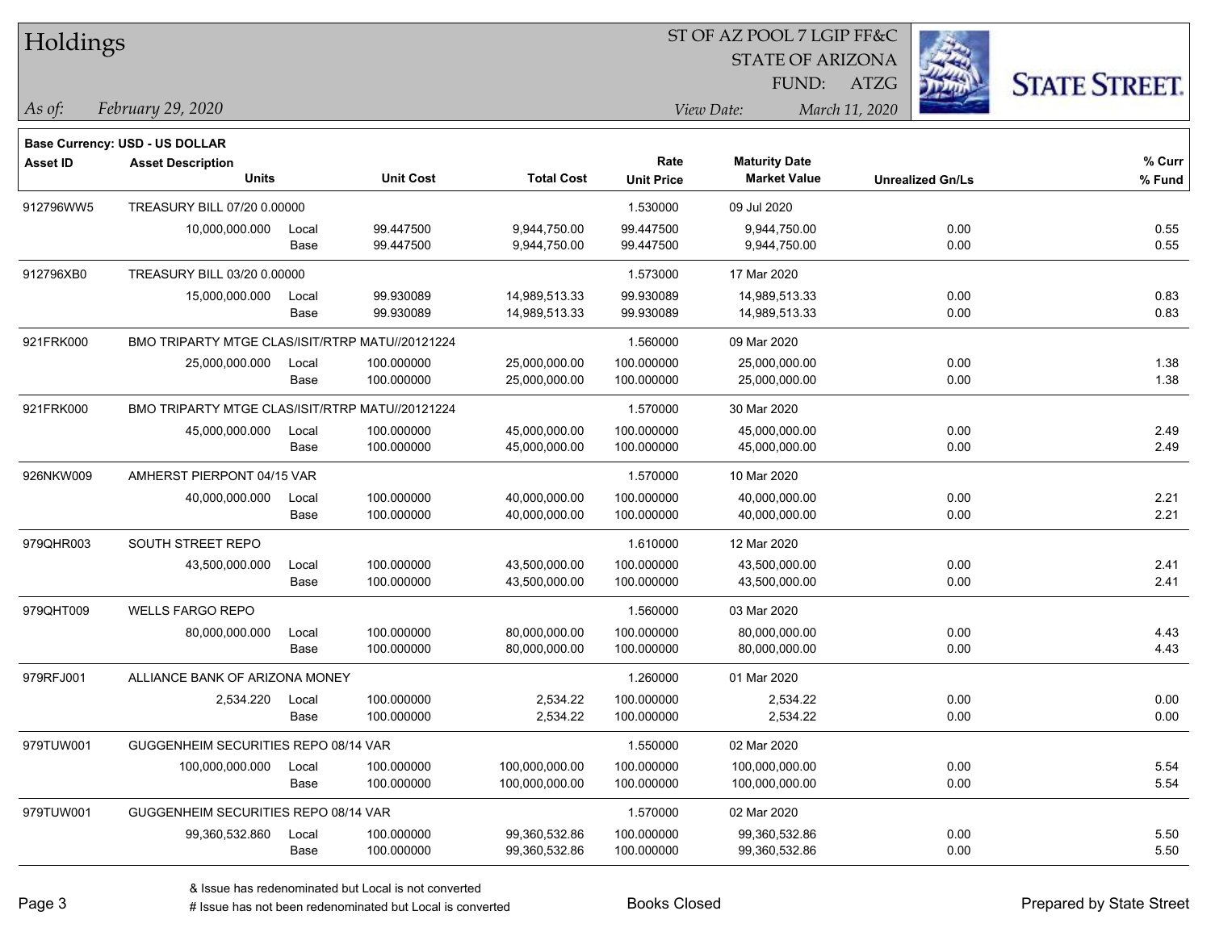# Holdings

ST OF AZ POOL 7 LGIP FF&C
STATE OF ARIZONA
FUND: ATZG

*As of:* *February 29, 2020*
*View Date:* *March 11, 2020*

**Base Currency: USD - US DOLLAR**

| Asset ID | Asset Description / Units | | Unit Cost | Total Cost | Rate / Unit Price | Maturity Date / Market Value | Unrealized Gn/Ls | % Curr / % Fund |
|---|---|---|---|---|---|---|---|---|
| 912796WW5 | TREASURY BILL 07/20 0.00000 | | | | 1.530000 | 09 Jul 2020 | | |
| | 10,000,000.000 | Local | 99.447500 | 9,944,750.00 | 99.447500 | 9,944,750.00 | 0.00 | 0.55 |
| | | Base | 99.447500 | 9,944,750.00 | 99.447500 | 9,944,750.00 | 0.00 | 0.55 |
| 912796XB0 | TREASURY BILL 03/20 0.00000 | | | | 1.573000 | 17 Mar 2020 | | |
| | 15,000,000.000 | Local | 99.930089 | 14,989,513.33 | 99.930089 | 14,989,513.33 | 0.00 | 0.83 |
| | | Base | 99.930089 | 14,989,513.33 | 99.930089 | 14,989,513.33 | 0.00 | 0.83 |
| 921FRK000 | BMO TRIPARTY MTGE CLAS/ISIT/RTRP MATU//20121224 | | | | 1.560000 | 09 Mar 2020 | | |
| | 25,000,000.000 | Local | 100.000000 | 25,000,000.00 | 100.000000 | 25,000,000.00 | 0.00 | 1.38 |
| | | Base | 100.000000 | 25,000,000.00 | 100.000000 | 25,000,000.00 | 0.00 | 1.38 |
| 921FRK000 | BMO TRIPARTY MTGE CLAS/ISIT/RTRP MATU//20121224 | | | | 1.570000 | 30 Mar 2020 | | |
| | 45,000,000.000 | Local | 100.000000 | 45,000,000.00 | 100.000000 | 45,000,000.00 | 0.00 | 2.49 |
| | | Base | 100.000000 | 45,000,000.00 | 100.000000 | 45,000,000.00 | 0.00 | 2.49 |
| 926NKW009 | AMHERST PIERPONT 04/15 VAR | | | | 1.570000 | 10 Mar 2020 | | |
| | 40,000,000.000 | Local | 100.000000 | 40,000,000.00 | 100.000000 | 40,000,000.00 | 0.00 | 2.21 |
| | | Base | 100.000000 | 40,000,000.00 | 100.000000 | 40,000,000.00 | 0.00 | 2.21 |
| 979QHR003 | SOUTH STREET REPO | | | | 1.610000 | 12 Mar 2020 | | |
| | 43,500,000.000 | Local | 100.000000 | 43,500,000.00 | 100.000000 | 43,500,000.00 | 0.00 | 2.41 |
| | | Base | 100.000000 | 43,500,000.00 | 100.000000 | 43,500,000.00 | 0.00 | 2.41 |
| 979QHT009 | WELLS FARGO REPO | | | | 1.560000 | 03 Mar 2020 | | |
| | 80,000,000.000 | Local | 100.000000 | 80,000,000.00 | 100.000000 | 80,000,000.00 | 0.00 | 4.43 |
| | | Base | 100.000000 | 80,000,000.00 | 100.000000 | 80,000,000.00 | 0.00 | 4.43 |
| 979RFJ001 | ALLIANCE BANK OF ARIZONA MONEY | | | | 1.260000 | 01 Mar 2020 | | |
| | 2,534.220 | Local | 100.000000 | 2,534.22 | 100.000000 | 2,534.22 | 0.00 | 0.00 |
| | | Base | 100.000000 | 2,534.22 | 100.000000 | 2,534.22 | 0.00 | 0.00 |
| 979TUW001 | GUGGENHEIM SECURITIES REPO 08/14 VAR | | | | 1.550000 | 02 Mar 2020 | | |
| | 100,000,000.000 | Local | 100.000000 | 100,000,000.00 | 100.000000 | 100,000,000.00 | 0.00 | 5.54 |
| | | Base | 100.000000 | 100,000,000.00 | 100.000000 | 100,000,000.00 | 0.00 | 5.54 |
| 979TUW001 | GUGGENHEIM SECURITIES REPO 08/14 VAR | | | | 1.570000 | 02 Mar 2020 | | |
| | 99,360,532.860 | Local | 100.000000 | 99,360,532.86 | 100.000000 | 99,360,532.86 | 0.00 | 5.50 |
| | | Base | 100.000000 | 99,360,532.86 | 100.000000 | 99,360,532.86 | 0.00 | 5.50 |

& Issue has redenominated but Local is not converted
# Issue has not been redenominated but Local is converted

Books Closed

Prepared by State Street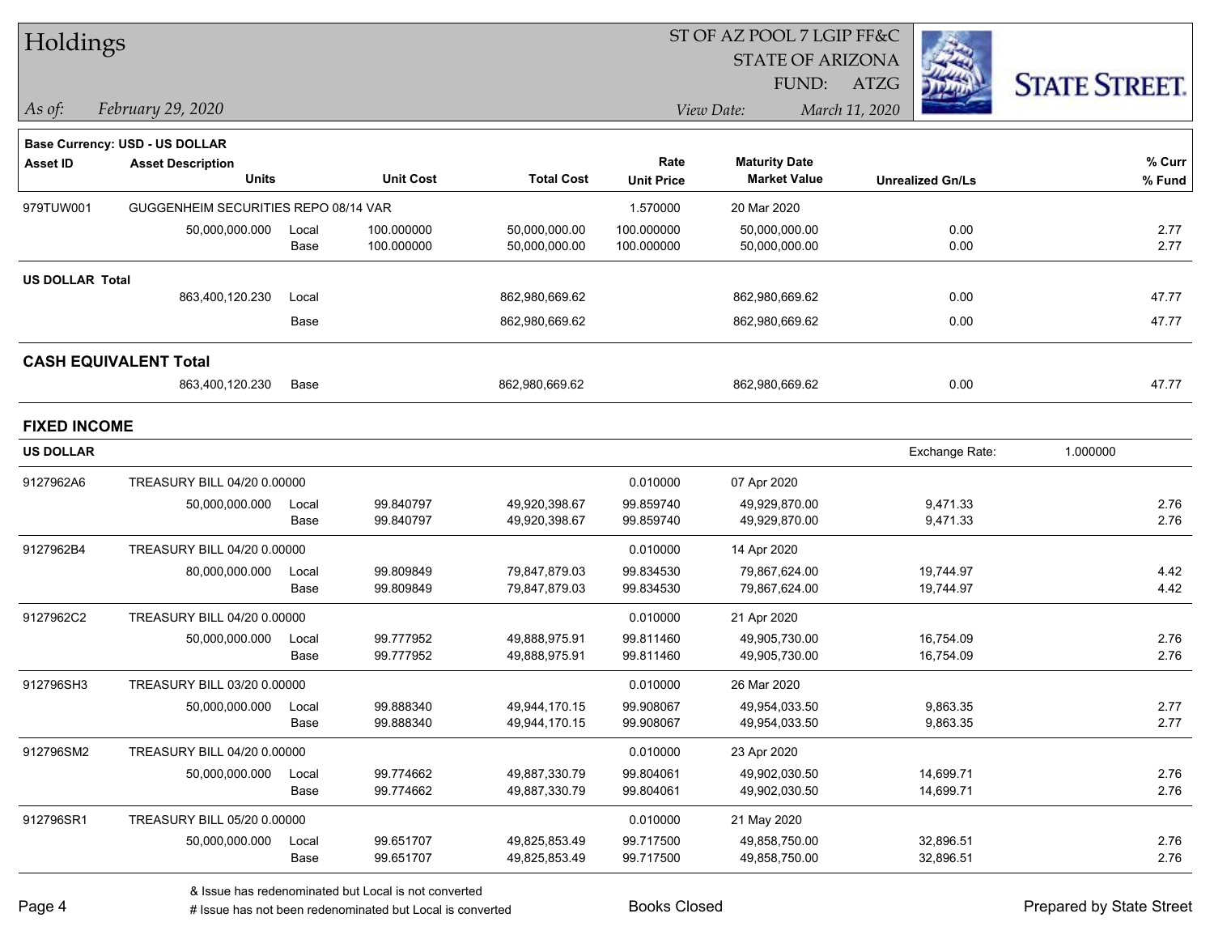# Holdings

ST OF AZ POOL 7 LGIP FF&C
STATE OF ARIZONA
FUND: ATZG

*As of:* *February 29, 2020*

*View Date:* *March 11, 2020*

**Base Currency: USD - US DOLLAR**

| Asset ID | Asset Description / Units | | Unit Cost | Total Cost | Rate / Unit Price | Maturity Date / Market Value | Unrealized Gn/Ls | % Curr / % Fund |
|---|---|---|---|---|---|---|---|---|
| 979TUW001 | GUGGENHEIM SECURITIES REPO 08/14 VAR | | | | 1.570000 | 20 Mar 2020 | | |
| | 50,000,000.000 | Local | 100.000000 | 50,000,000.00 | 100.000000 | 50,000,000.00 | 0.00 | 2.77 |
| | | Base | 100.000000 | 50,000,000.00 | 100.000000 | 50,000,000.00 | 0.00 | 2.77 |
| **US DOLLAR Total** | | | | | | | | |
| | 863,400,120.230 | Local | | 862,980,669.62 | | 862,980,669.62 | 0.00 | 47.77 |
| | | Base | | 862,980,669.62 | | 862,980,669.62 | 0.00 | 47.77 |
| **CASH EQUIVALENT Total** | | | | | | | | |
| | 863,400,120.230 | Base | | 862,980,669.62 | | 862,980,669.62 | 0.00 | 47.77 |

## FIXED INCOME

**US DOLLAR** — Exchange Rate: 1.000000

| Asset ID | Asset Description / Units | | Unit Cost | Total Cost | Rate / Unit Price | Maturity Date / Market Value | Unrealized Gn/Ls | % Curr / % Fund |
|---|---|---|---|---|---|---|---|---|
| 9127962A6 | TREASURY BILL 04/20 0.00000 | | | | 0.010000 | 07 Apr 2020 | | |
| | 50,000,000.000 | Local | 99.840797 | 49,920,398.67 | 99.859740 | 49,929,870.00 | 9,471.33 | 2.76 |
| | | Base | 99.840797 | 49,920,398.67 | 99.859740 | 49,929,870.00 | 9,471.33 | 2.76 |
| 9127962B4 | TREASURY BILL 04/20 0.00000 | | | | 0.010000 | 14 Apr 2020 | | |
| | 80,000,000.000 | Local | 99.809849 | 79,847,879.03 | 99.834530 | 79,867,624.00 | 19,744.97 | 4.42 |
| | | Base | 99.809849 | 79,847,879.03 | 99.834530 | 79,867,624.00 | 19,744.97 | 4.42 |
| 9127962C2 | TREASURY BILL 04/20 0.00000 | | | | 0.010000 | 21 Apr 2020 | | |
| | 50,000,000.000 | Local | 99.777952 | 49,888,975.91 | 99.811460 | 49,905,730.00 | 16,754.09 | 2.76 |
| | | Base | 99.777952 | 49,888,975.91 | 99.811460 | 49,905,730.00 | 16,754.09 | 2.76 |
| 912796SH3 | TREASURY BILL 03/20 0.00000 | | | | 0.010000 | 26 Mar 2020 | | |
| | 50,000,000.000 | Local | 99.888340 | 49,944,170.15 | 99.908067 | 49,954,033.50 | 9,863.35 | 2.77 |
| | | Base | 99.888340 | 49,944,170.15 | 99.908067 | 49,954,033.50 | 9,863.35 | 2.77 |
| 912796SM2 | TREASURY BILL 04/20 0.00000 | | | | 0.010000 | 23 Apr 2020 | | |
| | 50,000,000.000 | Local | 99.774662 | 49,887,330.79 | 99.804061 | 49,902,030.50 | 14,699.71 | 2.76 |
| | | Base | 99.774662 | 49,887,330.79 | 99.804061 | 49,902,030.50 | 14,699.71 | 2.76 |
| 912796SR1 | TREASURY BILL 05/20 0.00000 | | | | 0.010000 | 21 May 2020 | | |
| | 50,000,000.000 | Local | 99.651707 | 49,825,853.49 | 99.717500 | 49,858,750.00 | 32,896.51 | 2.76 |
| | | Base | 99.651707 | 49,825,853.49 | 99.717500 | 49,858,750.00 | 32,896.51 | 2.76 |

& Issue has redenominated but Local is not converted
# Issue has not been redenominated but Local is converted

Books Closed

Prepared by State Street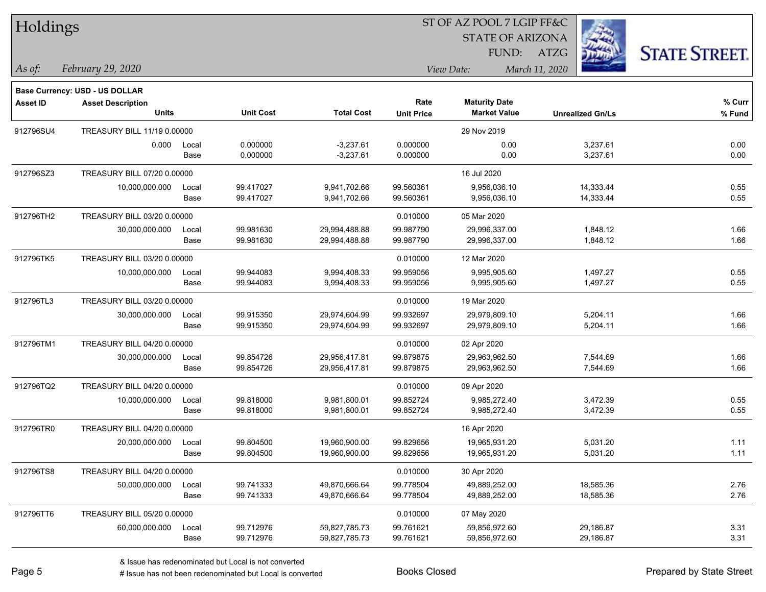# Holdings

ST OF AZ POOL 7 LGIP FF&C
STATE OF ARIZONA
FUND: ATZG

*As of:* *February 29, 2020*
*View Date:* *March 11, 2020*

**Base Currency: USD - US DOLLAR**

| Asset ID | Asset Description / Units | | Unit Cost | Total Cost | Rate / Unit Price | Maturity Date / Market Value | Unrealized Gn/Ls | % Curr / % Fund |
|---|---|---|---|---|---|---|---|---|
| 912796SU4 | TREASURY BILL 11/19 0.00000 | | | | | 29 Nov 2019 | | |
| | 0.000 | Local | 0.000000 | -3,237.61 | 0.000000 | 0.00 | 3,237.61 | 0.00 |
| | | Base | 0.000000 | -3,237.61 | 0.000000 | 0.00 | 3,237.61 | 0.00 |
| 912796SZ3 | TREASURY BILL 07/20 0.00000 | | | | | 16 Jul 2020 | | |
| | 10,000,000.000 | Local | 99.417027 | 9,941,702.66 | 99.560361 | 9,956,036.10 | 14,333.44 | 0.55 |
| | | Base | 99.417027 | 9,941,702.66 | 99.560361 | 9,956,036.10 | 14,333.44 | 0.55 |
| 912796TH2 | TREASURY BILL 03/20 0.00000 | | | | 0.010000 | 05 Mar 2020 | | |
| | 30,000,000.000 | Local | 99.981630 | 29,994,488.88 | 99.987790 | 29,996,337.00 | 1,848.12 | 1.66 |
| | | Base | 99.981630 | 29,994,488.88 | 99.987790 | 29,996,337.00 | 1,848.12 | 1.66 |
| 912796TK5 | TREASURY BILL 03/20 0.00000 | | | | 0.010000 | 12 Mar 2020 | | |
| | 10,000,000.000 | Local | 99.944083 | 9,994,408.33 | 99.959056 | 9,995,905.60 | 1,497.27 | 0.55 |
| | | Base | 99.944083 | 9,994,408.33 | 99.959056 | 9,995,905.60 | 1,497.27 | 0.55 |
| 912796TL3 | TREASURY BILL 03/20 0.00000 | | | | 0.010000 | 19 Mar 2020 | | |
| | 30,000,000.000 | Local | 99.915350 | 29,974,604.99 | 99.932697 | 29,979,809.10 | 5,204.11 | 1.66 |
| | | Base | 99.915350 | 29,974,604.99 | 99.932697 | 29,979,809.10 | 5,204.11 | 1.66 |
| 912796TM1 | TREASURY BILL 04/20 0.00000 | | | | 0.010000 | 02 Apr 2020 | | |
| | 30,000,000.000 | Local | 99.854726 | 29,956,417.81 | 99.879875 | 29,963,962.50 | 7,544.69 | 1.66 |
| | | Base | 99.854726 | 29,956,417.81 | 99.879875 | 29,963,962.50 | 7,544.69 | 1.66 |
| 912796TQ2 | TREASURY BILL 04/20 0.00000 | | | | 0.010000 | 09 Apr 2020 | | |
| | 10,000,000.000 | Local | 99.818000 | 9,981,800.01 | 99.852724 | 9,985,272.40 | 3,472.39 | 0.55 |
| | | Base | 99.818000 | 9,981,800.01 | 99.852724 | 9,985,272.40 | 3,472.39 | 0.55 |
| 912796TR0 | TREASURY BILL 04/20 0.00000 | | | | | 16 Apr 2020 | | |
| | 20,000,000.000 | Local | 99.804500 | 19,960,900.00 | 99.829656 | 19,965,931.20 | 5,031.20 | 1.11 |
| | | Base | 99.804500 | 19,960,900.00 | 99.829656 | 19,965,931.20 | 5,031.20 | 1.11 |
| 912796TS8 | TREASURY BILL 04/20 0.00000 | | | | 0.010000 | 30 Apr 2020 | | |
| | 50,000,000.000 | Local | 99.741333 | 49,870,666.64 | 99.778504 | 49,889,252.00 | 18,585.36 | 2.76 |
| | | Base | 99.741333 | 49,870,666.64 | 99.778504 | 49,889,252.00 | 18,585.36 | 2.76 |
| 912796TT6 | TREASURY BILL 05/20 0.00000 | | | | 0.010000 | 07 May 2020 | | |
| | 60,000,000.000 | Local | 99.712976 | 59,827,785.73 | 99.761621 | 59,856,972.60 | 29,186.87 | 3.31 |
| | | Base | 99.712976 | 59,827,785.73 | 99.761621 | 59,856,972.60 | 29,186.87 | 3.31 |

& Issue has redenominated but Local is not converted
# Issue has not been redenominated but Local is converted

Books Closed

Prepared by State Street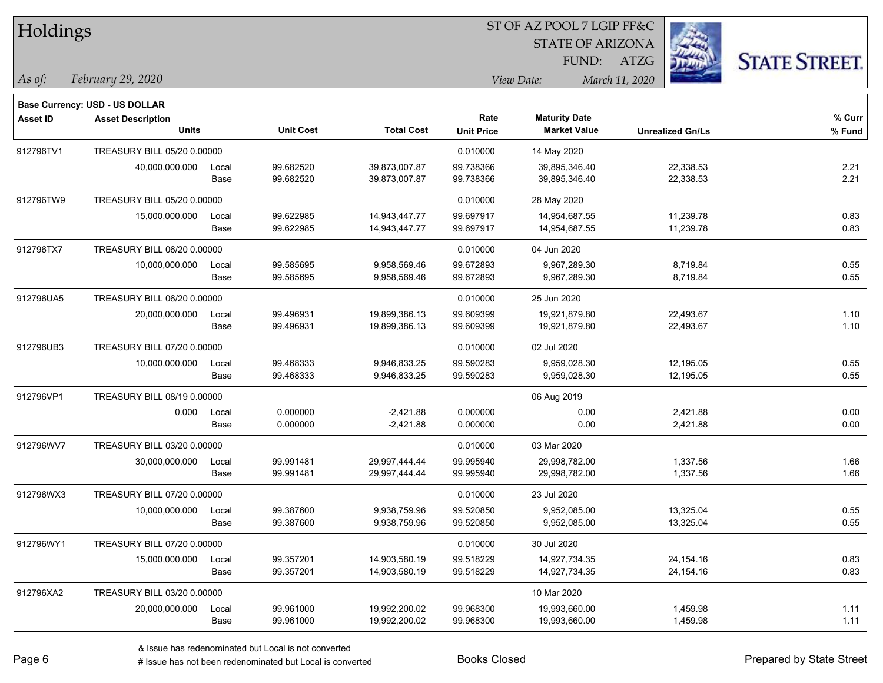# Holdings

ST OF AZ POOL 7 LGIP FF&C
STATE OF ARIZONA
FUND: ATZG

*As of:* *February 29, 2020*

*View Date:* *March 11, 2020*

**STATE STREET.**

**Base Currency: USD - US DOLLAR**

| Asset ID | Asset Description / Units | | Unit Cost | Total Cost | Rate / Unit Price | Maturity Date / Market Value | Unrealized Gn/Ls | % Curr / % Fund |
|---|---|---|---|---|---|---|---|---|
| 912796TV1 | TREASURY BILL 05/20 0.00000 | | | | 0.010000 | 14 May 2020 | | |
| | 40,000,000.000 | Local | 99.682520 | 39,873,007.87 | 99.738366 | 39,895,346.40 | 22,338.53 | 2.21 |
| | | Base | 99.682520 | 39,873,007.87 | 99.738366 | 39,895,346.40 | 22,338.53 | 2.21 |
| 912796TW9 | TREASURY BILL 05/20 0.00000 | | | | 0.010000 | 28 May 2020 | | |
| | 15,000,000.000 | Local | 99.622985 | 14,943,447.77 | 99.697917 | 14,954,687.55 | 11,239.78 | 0.83 |
| | | Base | 99.622985 | 14,943,447.77 | 99.697917 | 14,954,687.55 | 11,239.78 | 0.83 |
| 912796TX7 | TREASURY BILL 06/20 0.00000 | | | | 0.010000 | 04 Jun 2020 | | |
| | 10,000,000.000 | Local | 99.585695 | 9,958,569.46 | 99.672893 | 9,967,289.30 | 8,719.84 | 0.55 |
| | | Base | 99.585695 | 9,958,569.46 | 99.672893 | 9,967,289.30 | 8,719.84 | 0.55 |
| 912796UA5 | TREASURY BILL 06/20 0.00000 | | | | 0.010000 | 25 Jun 2020 | | |
| | 20,000,000.000 | Local | 99.496931 | 19,899,386.13 | 99.609399 | 19,921,879.80 | 22,493.67 | 1.10 |
| | | Base | 99.496931 | 19,899,386.13 | 99.609399 | 19,921,879.80 | 22,493.67 | 1.10 |
| 912796UB3 | TREASURY BILL 07/20 0.00000 | | | | 0.010000 | 02 Jul 2020 | | |
| | 10,000,000.000 | Local | 99.468333 | 9,946,833.25 | 99.590283 | 9,959,028.30 | 12,195.05 | 0.55 |
| | | Base | 99.468333 | 9,946,833.25 | 99.590283 | 9,959,028.30 | 12,195.05 | 0.55 |
| 912796VP1 | TREASURY BILL 08/19 0.00000 | | | | | 06 Aug 2019 | | |
| | 0.000 | Local | 0.000000 | -2,421.88 | 0.000000 | 0.00 | 2,421.88 | 0.00 |
| | | Base | 0.000000 | -2,421.88 | 0.000000 | 0.00 | 2,421.88 | 0.00 |
| 912796WV7 | TREASURY BILL 03/20 0.00000 | | | | 0.010000 | 03 Mar 2020 | | |
| | 30,000,000.000 | Local | 99.991481 | 29,997,444.44 | 99.995940 | 29,998,782.00 | 1,337.56 | 1.66 |
| | | Base | 99.991481 | 29,997,444.44 | 99.995940 | 29,998,782.00 | 1,337.56 | 1.66 |
| 912796WX3 | TREASURY BILL 07/20 0.00000 | | | | 0.010000 | 23 Jul 2020 | | |
| | 10,000,000.000 | Local | 99.387600 | 9,938,759.96 | 99.520850 | 9,952,085.00 | 13,325.04 | 0.55 |
| | | Base | 99.387600 | 9,938,759.96 | 99.520850 | 9,952,085.00 | 13,325.04 | 0.55 |
| 912796WY1 | TREASURY BILL 07/20 0.00000 | | | | 0.010000 | 30 Jul 2020 | | |
| | 15,000,000.000 | Local | 99.357201 | 14,903,580.19 | 99.518229 | 14,927,734.35 | 24,154.16 | 0.83 |
| | | Base | 99.357201 | 14,903,580.19 | 99.518229 | 14,927,734.35 | 24,154.16 | 0.83 |
| 912796XA2 | TREASURY BILL 03/20 0.00000 | | | | | 10 Mar 2020 | | |
| | 20,000,000.000 | Local | 99.961000 | 19,992,200.02 | 99.968300 | 19,993,660.00 | 1,459.98 | 1.11 |
| | | Base | 99.961000 | 19,992,200.02 | 99.968300 | 19,993,660.00 | 1,459.98 | 1.11 |

& Issue has redenominated but Local is not converted
# Issue has not been redenominated but Local is converted

Books Closed

Prepared by State Street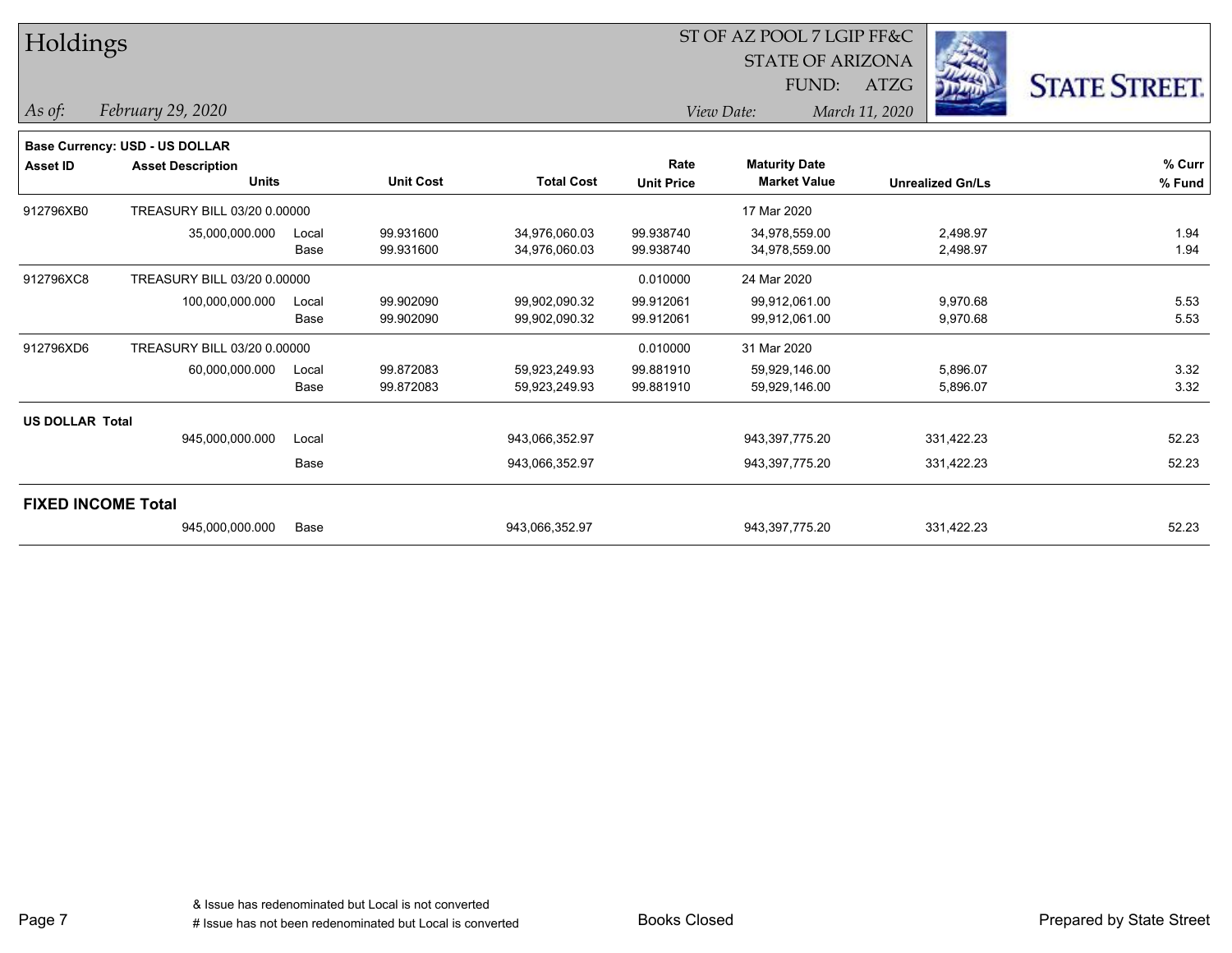# Holdings

ST OF AZ POOL 7 LGIP FF&C
STATE OF ARIZONA
FUND: ATZG

*As of:* *February 29, 2020*
*View Date:* *March 11, 2020*

**STATE STREET.**

**Base Currency: USD - US DOLLAR**

| Asset ID | Asset Description / Units | | Unit Cost | Total Cost | Rate / Unit Price | Maturity Date / Market Value | Unrealized Gn/Ls | % Curr / % Fund |
|---|---|---|---|---|---|---|---|---|
| 912796XB0 | TREASURY BILL 03/20 0.00000 | | | | | 17 Mar 2020 | | |
| | 35,000,000.000 | Local | 99.931600 | 34,976,060.03 | 99.938740 | 34,978,559.00 | 2,498.97 | 1.94 |
| | | Base | 99.931600 | 34,976,060.03 | 99.938740 | 34,978,559.00 | 2,498.97 | 1.94 |
| 912796XC8 | TREASURY BILL 03/20 0.00000 | | | | 0.010000 | 24 Mar 2020 | | |
| | 100,000,000.000 | Local | 99.902090 | 99,902,090.32 | 99.912061 | 99,912,061.00 | 9,970.68 | 5.53 |
| | | Base | 99.902090 | 99,902,090.32 | 99.912061 | 99,912,061.00 | 9,970.68 | 5.53 |
| 912796XD6 | TREASURY BILL 03/20 0.00000 | | | | 0.010000 | 31 Mar 2020 | | |
| | 60,000,000.000 | Local | 99.872083 | 59,923,249.93 | 99.881910 | 59,929,146.00 | 5,896.07 | 3.32 |
| | | Base | 99.872083 | 59,923,249.93 | 99.881910 | 59,929,146.00 | 5,896.07 | 3.32 |
| **US DOLLAR Total** | | | | | | | | |
| | 945,000,000.000 | Local | | 943,066,352.97 | | 943,397,775.20 | 331,422.23 | 52.23 |
| | | Base | | 943,066,352.97 | | 943,397,775.20 | 331,422.23 | 52.23 |
| **FIXED INCOME Total** | | | | | | | | |
| | 945,000,000.000 | Base | | 943,066,352.97 | | 943,397,775.20 | 331,422.23 | 52.23 |

& Issue has redenominated but Local is not converted
# Issue has not been redenominated but Local is converted

Books Closed

Prepared by State Street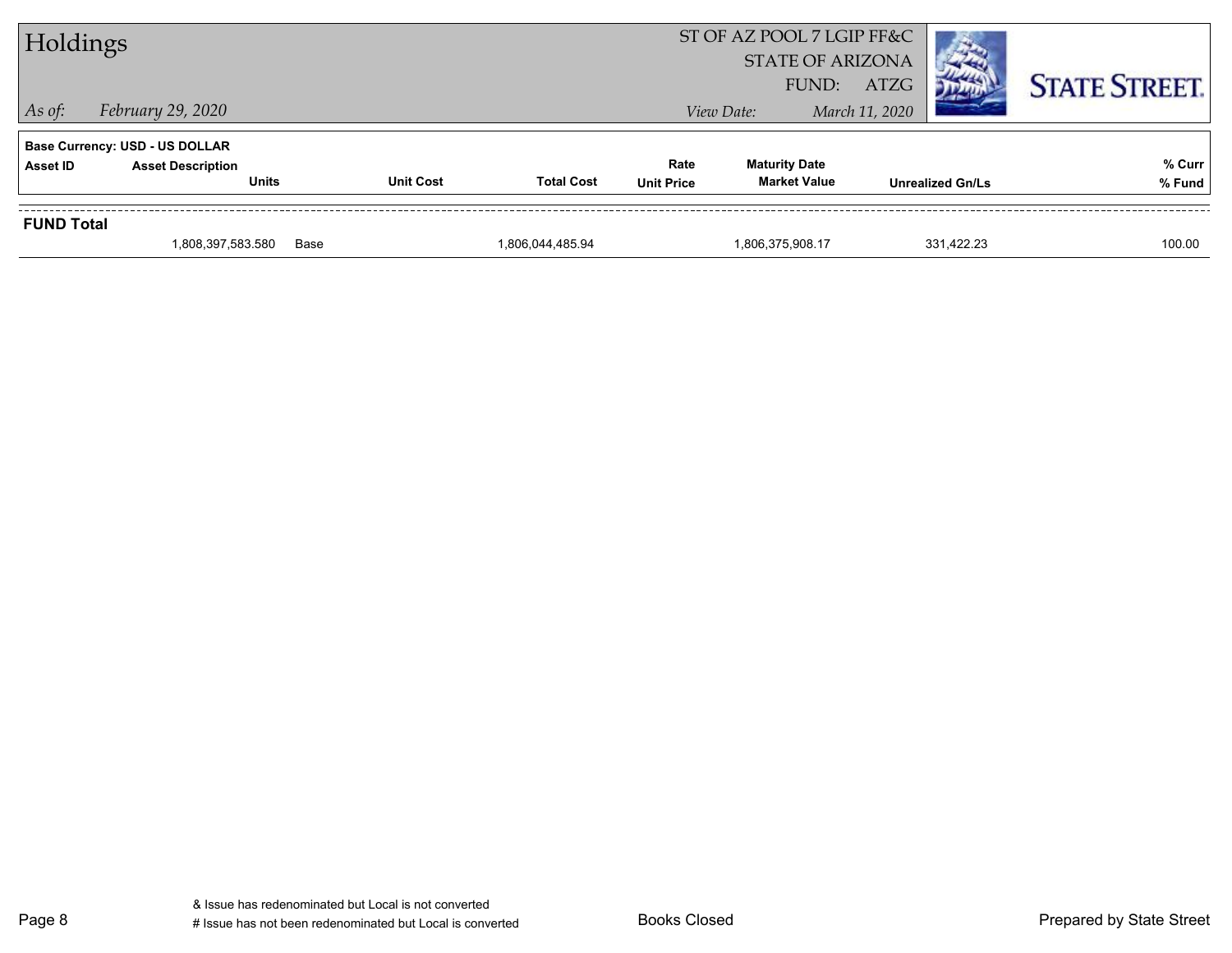# Holdings

ST OF AZ POOL 7 LGIP FF&C
STATE OF ARIZONA
FUND: ATZG

*As of:* *February 29, 2020*

*View Date:* *March 11, 2020*

**Base Currency: USD - US DOLLAR**

| Asset ID | Asset Description / Units | | Unit Cost | Total Cost | Rate / Unit Price | Maturity Date / Market Value | Unrealized Gn/Ls | % Curr / % Fund |
|---|---|---|---|---|---|---|---|---|
| **FUND Total** | | | | | | | | |
| | 1,808,397,583.580 | Base | | 1,806,044,485.94 | | 1,806,375,908.17 | 331,422.23 | 100.00 |

& Issue has redenominated but Local is not converted
# Issue has not been redenominated but Local is converted

Books Closed

Prepared by State Street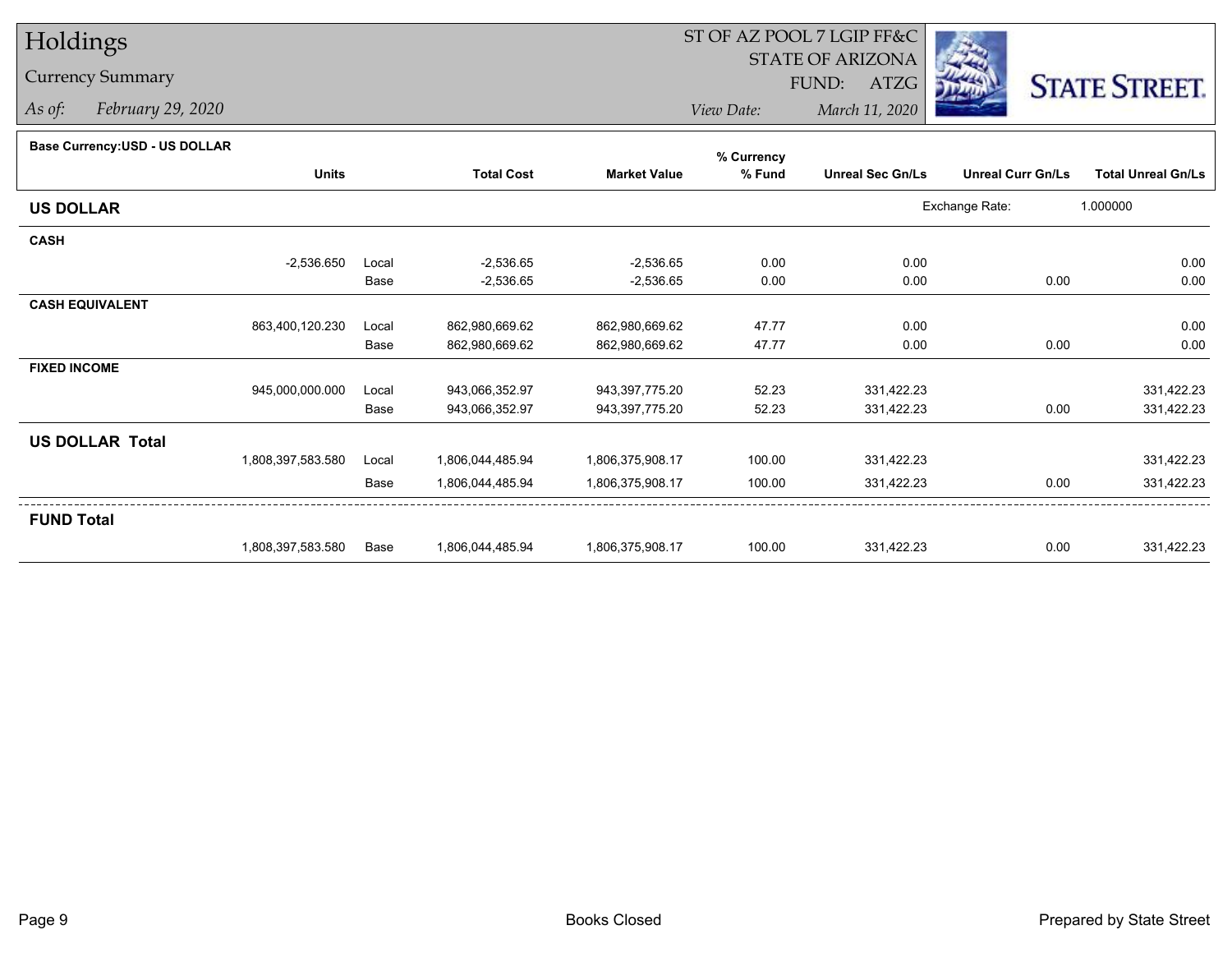# Holdings

## Currency Summary

*As of:* *February 29, 2020*

ST OF AZ POOL 7 LGIP FF&C
STATE OF ARIZONA
FUND: ATZG

*View Date:* *March 11, 2020*

STATE STREET.

**Base Currency:USD - US DOLLAR**

| | Units | | Total Cost | Market Value | % Currency % Fund | Unreal Sec Gn/Ls | Unreal Curr Gn/Ls | Total Unreal Gn/Ls |
|---|---|---|---|---|---|---|---|---|
| **US DOLLAR** | | | | | | | Exchange Rate: | 1.000000 |
| **CASH** | | | | | | | | |
| | -2,536.650 | Local | -2,536.65 | -2,536.65 | 0.00 | 0.00 | | 0.00 |
| | | Base | -2,536.65 | -2,536.65 | 0.00 | 0.00 | 0.00 | 0.00 |
| **CASH EQUIVALENT** | | | | | | | | |
| | 863,400,120.230 | Local | 862,980,669.62 | 862,980,669.62 | 47.77 | 0.00 | | 0.00 |
| | | Base | 862,980,669.62 | 862,980,669.62 | 47.77 | 0.00 | 0.00 | 0.00 |
| **FIXED INCOME** | | | | | | | | |
| | 945,000,000.000 | Local | 943,066,352.97 | 943,397,775.20 | 52.23 | 331,422.23 | | 331,422.23 |
| | | Base | 943,066,352.97 | 943,397,775.20 | 52.23 | 331,422.23 | 0.00 | 331,422.23 |
| **US DOLLAR Total** | | | | | | | | |
| | 1,808,397,583.580 | Local | 1,806,044,485.94 | 1,806,375,908.17 | 100.00 | 331,422.23 | | 331,422.23 |
| | | Base | 1,806,044,485.94 | 1,806,375,908.17 | 100.00 | 331,422.23 | 0.00 | 331,422.23 |
| **FUND Total** | | | | | | | | |
| | 1,808,397,583.580 | Base | 1,806,044,485.94 | 1,806,375,908.17 | 100.00 | 331,422.23 | 0.00 | 331,422.23 |

Books Closed

Prepared by State Street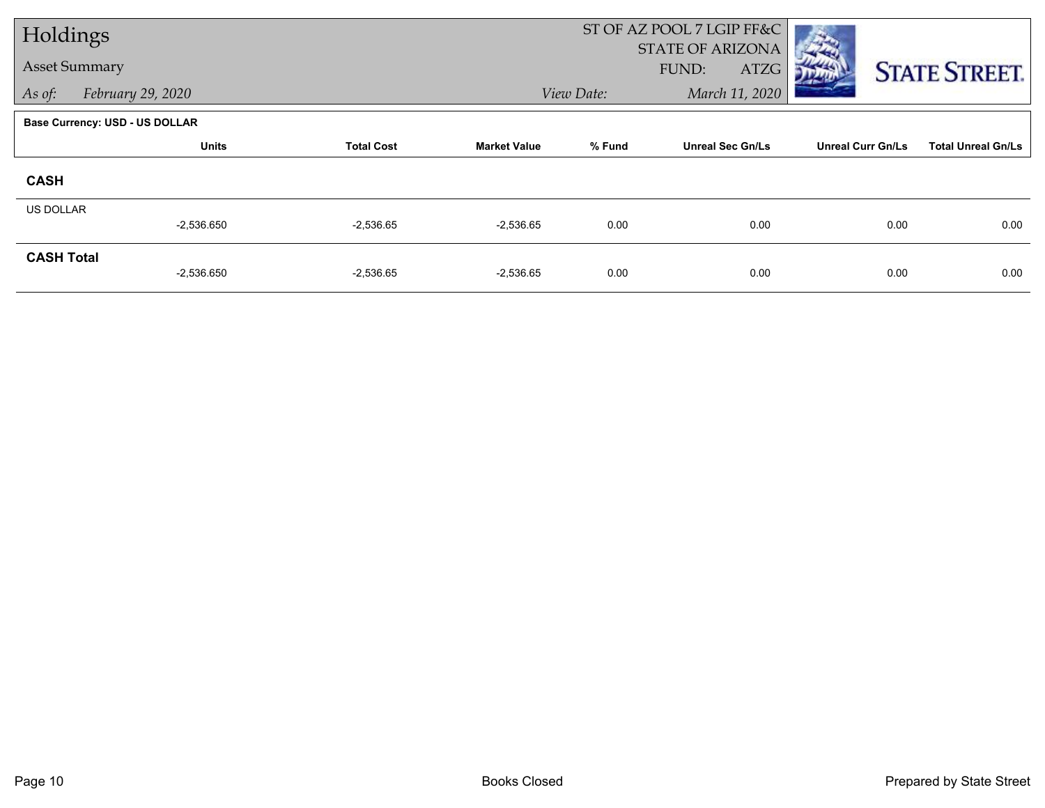# Holdings

## Asset Summary

*As of:* *February 29, 2020*

ST OF AZ POOL 7 LGIP FF&C
STATE OF ARIZONA
FUND: ATZG

*View Date:* *March 11, 2020*

**Base Currency: USD - US DOLLAR**

| | Units | Total Cost | Market Value | % Fund | Unreal Sec Gn/Ls | Unreal Curr Gn/Ls | Total Unreal Gn/Ls |
|---|---|---|---|---|---|---|---|
| **CASH** | | | | | | | |
| US DOLLAR | -2,536.650 | -2,536.65 | -2,536.65 | 0.00 | 0.00 | 0.00 | 0.00 |
| **CASH Total** | -2,536.650 | -2,536.65 | -2,536.65 | 0.00 | 0.00 | 0.00 | 0.00 |

Books Closed

Prepared by State Street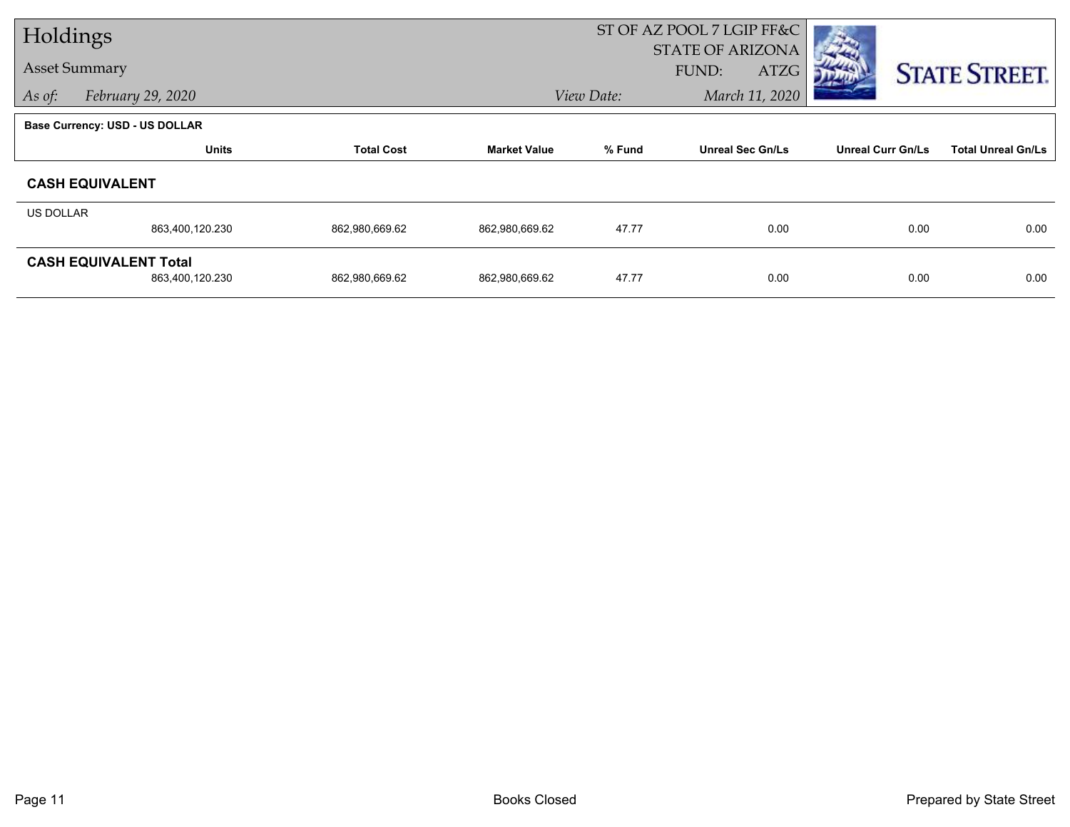# Holdings

## Asset Summary

*As of:* *February 29, 2020*

ST OF AZ POOL 7 LGIP FF&C
STATE OF ARIZONA
FUND: ATZG

*View Date:* *March 11, 2020*

STATE STREET.

**Base Currency: USD - US DOLLAR**

| | Units | Total Cost | Market Value | % Fund | Unreal Sec Gn/Ls | Unreal Curr Gn/Ls | Total Unreal Gn/Ls |
|---|---|---|---|---|---|---|---|
| **CASH EQUIVALENT** | | | | | | | |
| US DOLLAR | 863,400,120.230 | 862,980,669.62 | 862,980,669.62 | 47.77 | 0.00 | 0.00 | 0.00 |
| **CASH EQUIVALENT Total** | 863,400,120.230 | 862,980,669.62 | 862,980,669.62 | 47.77 | 0.00 | 0.00 | 0.00 |

Books Closed

Prepared by State Street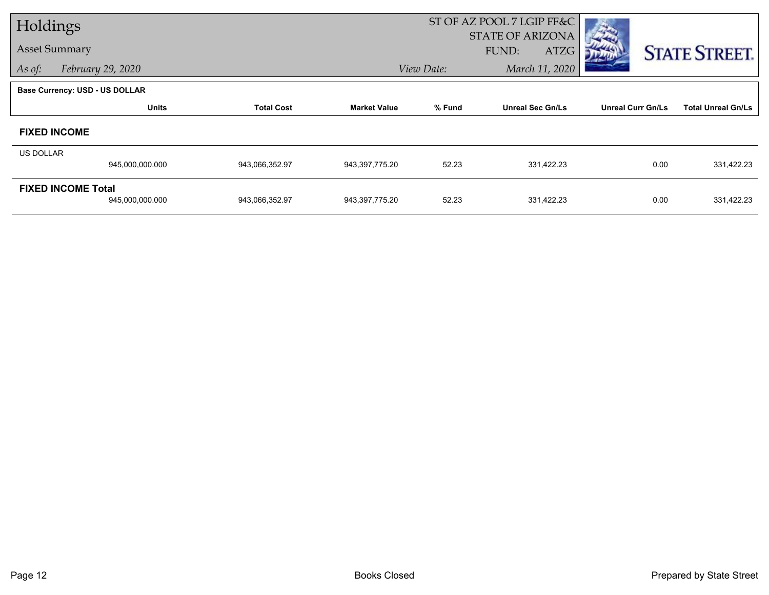# Holdings

## Asset Summary

*As of:* February 29, 2020

ST OF AZ POOL 7 LGIP FF&C
STATE OF ARIZONA
FUND: ATZG

*View Date:* March 11, 2020

STATE STREET.

**Base Currency: USD - US DOLLAR**

| | Units | Total Cost | Market Value | % Fund | Unreal Sec Gn/Ls | Unreal Curr Gn/Ls | Total Unreal Gn/Ls |
|---|---|---|---|---|---|---|---|
| **FIXED INCOME** | | | | | | | |
| US DOLLAR | 945,000,000.000 | 943,066,352.97 | 943,397,775.20 | 52.23 | 331,422.23 | 0.00 | 331,422.23 |
| **FIXED INCOME Total** | 945,000,000.000 | 943,066,352.97 | 943,397,775.20 | 52.23 | 331,422.23 | 0.00 | 331,422.23 |

Books Closed

Prepared by State Street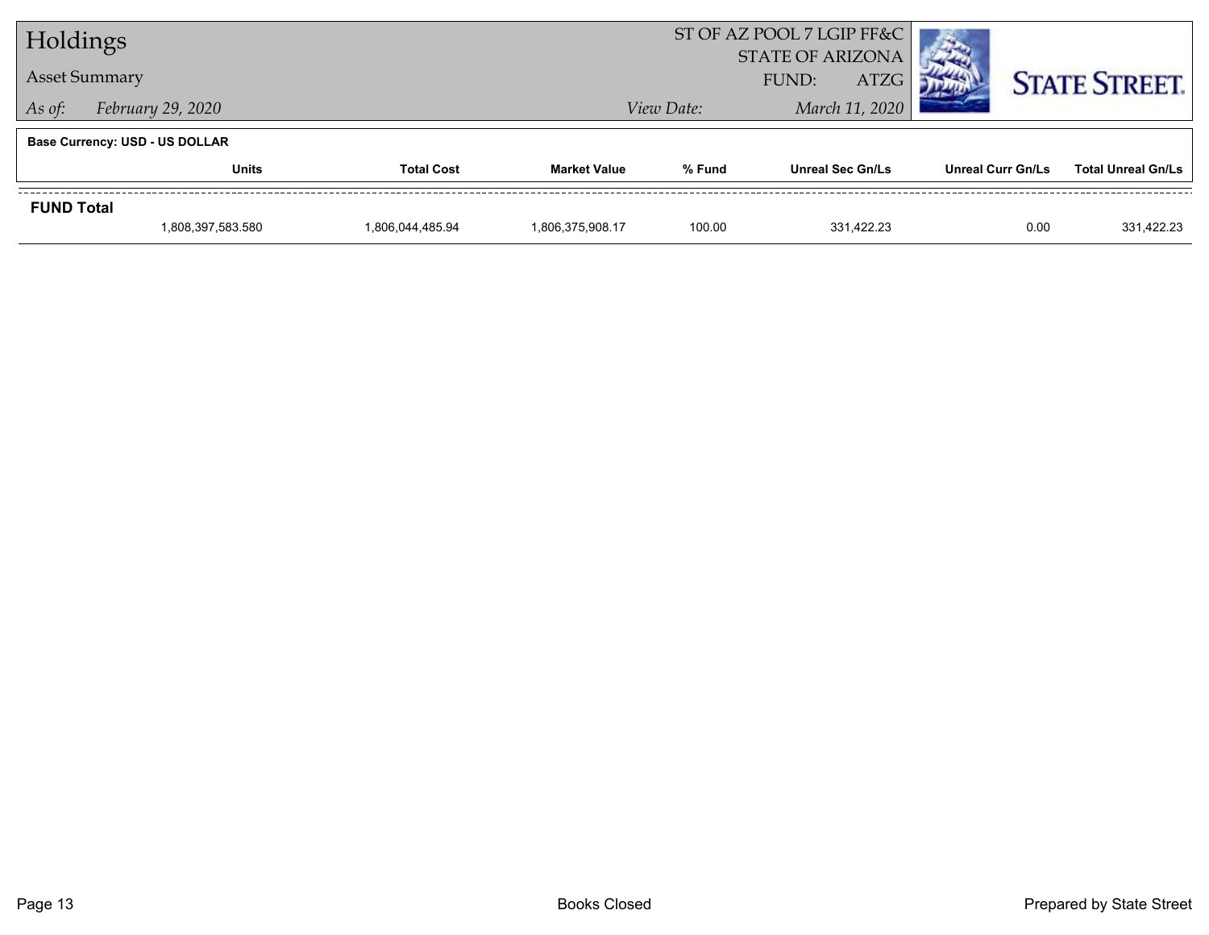# Holdings

## Asset Summary

*As of:* *February 29, 2020*

ST OF AZ POOL 7 LGIP FF&C
STATE OF ARIZONA
FUND: ATZG

*View Date:* *March 11, 2020*

**Base Currency: USD - US DOLLAR**

| | Units | Total Cost | Market Value | % Fund | Unreal Sec Gn/Ls | Unreal Curr Gn/Ls | Total Unreal Gn/Ls |
|---|---|---|---|---|---|---|---|
| **FUND Total** | | | | | | | |
| | 1,808,397,583.580 | 1,806,044,485.94 | 1,806,375,908.17 | 100.00 | 331,422.23 | 0.00 | 331,422.23 |

Books Closed

Prepared by State Street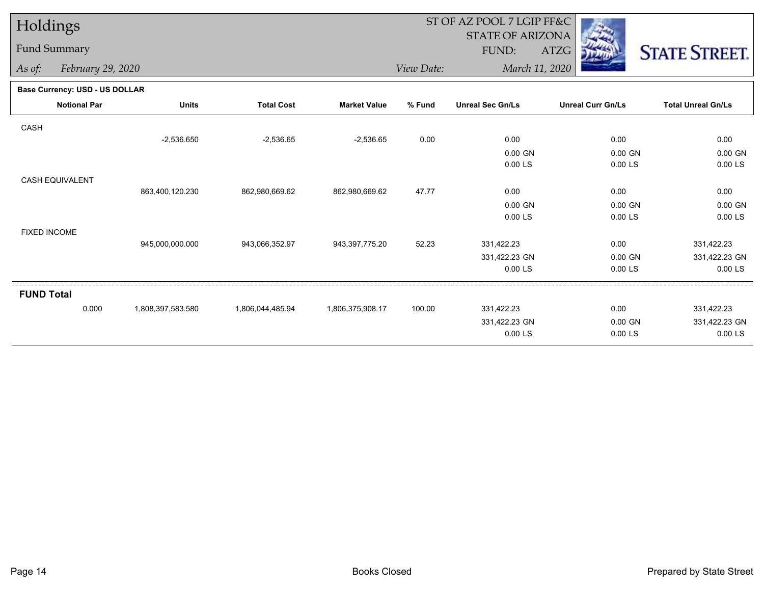# Holdings

Fund Summary

*As of:* *February 29, 2020*

ST OF AZ POOL 7 LGIP FF&C
STATE OF ARIZONA
FUND: ATZG

*View Date:* *March 11, 2020*

STATE STREET.

**Base Currency: USD - US DOLLAR**

| Notional Par | Units | Total Cost | Market Value | % Fund | Unreal Sec Gn/Ls | Unreal Curr Gn/Ls | Total Unreal Gn/Ls |
|---|---|---|---|---|---|---|---|
| CASH | | | | | | | |
| | -2,536.650 | -2,536.65 | -2,536.65 | 0.00 | 0.00 | 0.00 | 0.00 |
| | | | | | 0.00 GN | 0.00 GN | 0.00 GN |
| | | | | | 0.00 LS | 0.00 LS | 0.00 LS |
| CASH EQUIVALENT | | | | | | | |
| | 863,400,120.230 | 862,980,669.62 | 862,980,669.62 | 47.77 | 0.00 | 0.00 | 0.00 |
| | | | | | 0.00 GN | 0.00 GN | 0.00 GN |
| | | | | | 0.00 LS | 0.00 LS | 0.00 LS |
| FIXED INCOME | | | | | | | |
| | 945,000,000.000 | 943,066,352.97 | 943,397,775.20 | 52.23 | 331,422.23 | 0.00 | 331,422.23 |
| | | | | | 331,422.23 GN | 0.00 GN | 331,422.23 GN |
| | | | | | 0.00 LS | 0.00 LS | 0.00 LS |
| **FUND Total** | | | | | | | |
| 0.000 | 1,808,397,583.580 | 1,806,044,485.94 | 1,806,375,908.17 | 100.00 | 331,422.23 | 0.00 | 331,422.23 |
| | | | | | 331,422.23 GN | 0.00 GN | 331,422.23 GN |
| | | | | | 0.00 LS | 0.00 LS | 0.00 LS |

Books Closed

Prepared by State Street